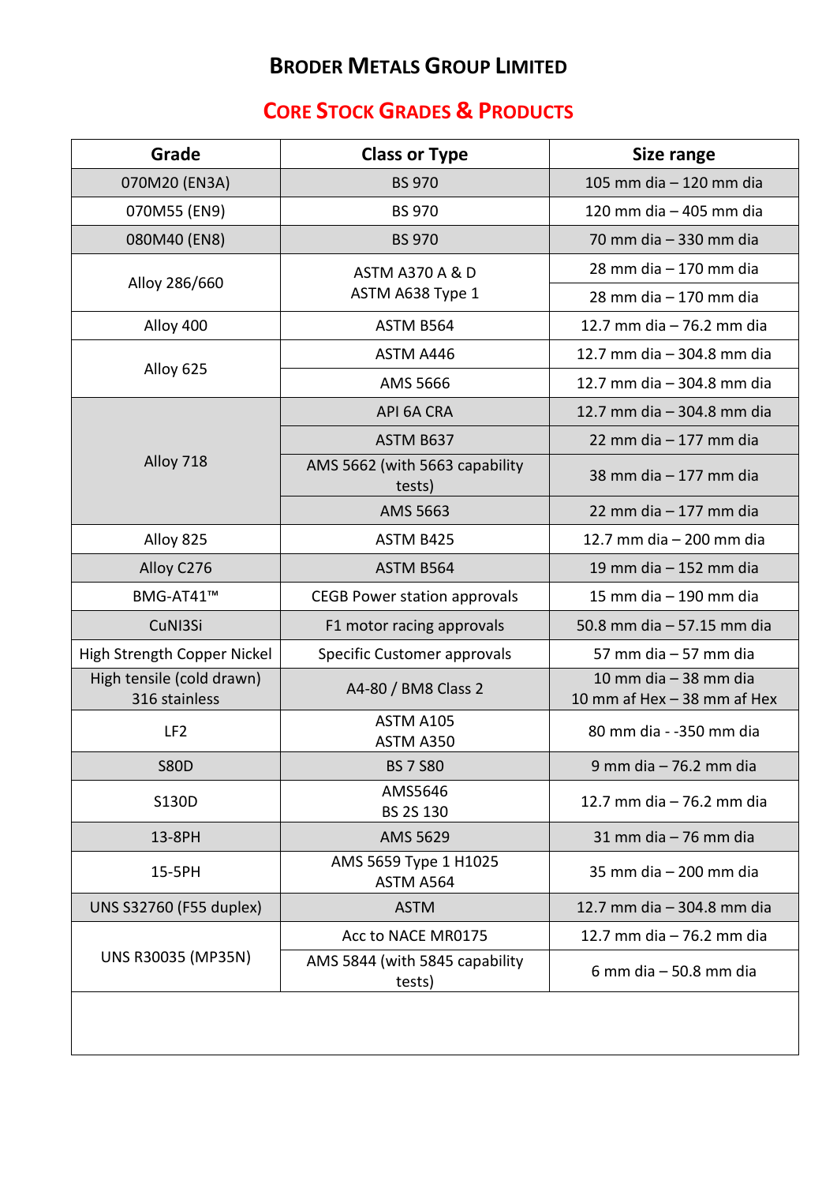# Broder Metals Group Limited

## Core Stock Grades & Products

| Grade | Class or Type | Size range |
|---|---|---|
| 070M20 (EN3A) | BS 970 | 105 mm dia – 120 mm dia |
| 070M55 (EN9) | BS 970 | 120 mm dia – 405 mm dia |
| 080M40 (EN8) | BS 970 | 70 mm dia – 330 mm dia |
| Alloy 286/660 | ASTM A370 A & D ASTM A638 Type 1 | 28 mm dia – 170 mm dia |
| | | 28 mm dia – 170 mm dia |
| Alloy 400 | ASTM B564 | 12.7 mm dia – 76.2 mm dia |
| Alloy 625 | ASTM A446 | 12.7 mm dia – 304.8 mm dia |
| | AMS 5666 | 12.7 mm dia – 304.8 mm dia |
| Alloy 718 | API 6A CRA | 12.7 mm dia – 304.8 mm dia |
| | ASTM B637 | 22 mm dia – 177 mm dia |
| | AMS 5662 (with 5663 capability tests) | 38 mm dia – 177 mm dia |
| | AMS 5663 | 22 mm dia – 177 mm dia |
| Alloy 825 | ASTM B425 | 12.7 mm dia – 200 mm dia |
| Alloy C276 | ASTM B564 | 19 mm dia – 152 mm dia |
| BMG-AT41™ | CEGB Power station approvals | 15 mm dia – 190 mm dia |
| CuNI3Si | F1 motor racing approvals | 50.8 mm dia – 57.15 mm dia |
| High Strength Copper Nickel | Specific Customer approvals | 57 mm dia – 57 mm dia |
| High tensile (cold drawn) 316 stainless | A4-80 / BM8 Class 2 | 10 mm dia – 38 mm dia 10 mm af Hex – 38 mm af Hex |
| LF2 | ASTM A105 ASTM A350 | 80 mm dia - -350 mm dia |
| S80D | BS 7 S80 | 9 mm dia – 76.2 mm dia |
| S130D | AMS5646 BS 2S 130 | 12.7 mm dia – 76.2 mm dia |
| 13-8PH | AMS 5629 | 31 mm dia – 76 mm dia |
| 15-5PH | AMS 5659 Type 1 H1025 ASTM A564 | 35 mm dia – 200 mm dia |
| UNS S32760 (F55 duplex) | ASTM | 12.7 mm dia – 304.8 mm dia |
| UNS R30035 (MP35N) | Acc to NACE MR0175 | 12.7 mm dia – 76.2 mm dia |
| | AMS 5844 (with 5845 capability tests) | 6 mm dia – 50.8 mm dia |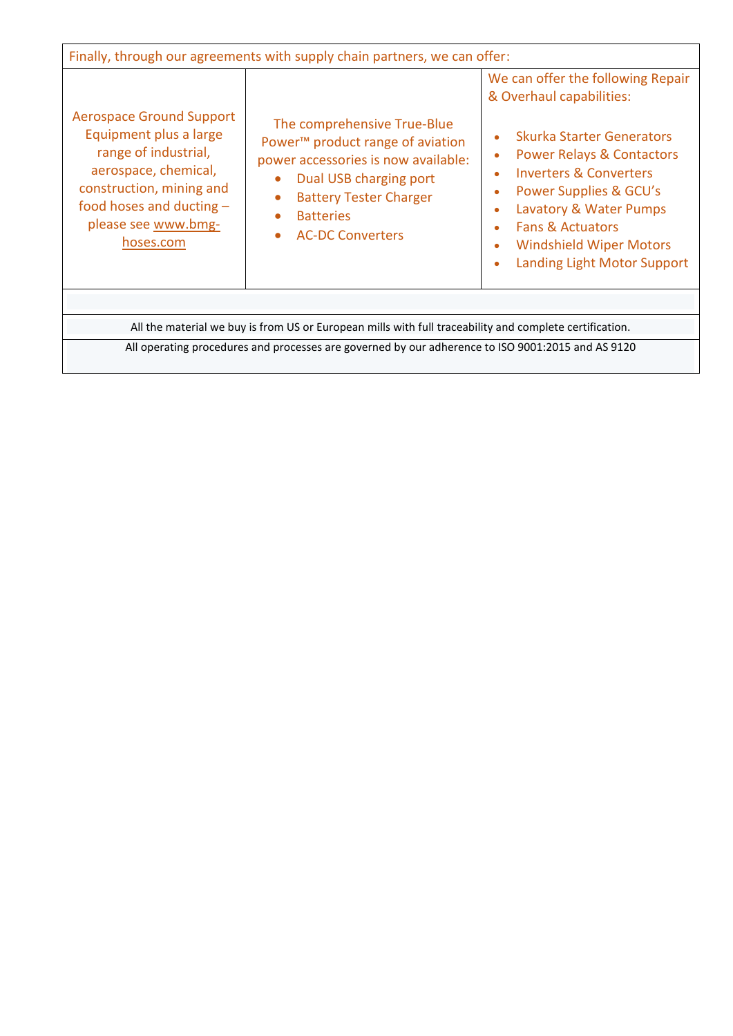| Finally, through our agreements with supply chain partners, we can offer: | | |
|---|---|---|
| Aerospace Ground Support Equipment plus a large range of industrial, aerospace, chemical, construction, mining and food hoses and ducting – please see www.bmg-hoses.com | The comprehensive True-Blue Power™ product range of aviation power accessories is now available:<br>• Dual USB charging port<br>• Battery Tester Charger<br>• Batteries<br>• AC-DC Converters | We can offer the following Repair & Overhaul capabilities:<br>• Skurka Starter Generators<br>• Power Relays & Contactors<br>• Inverters & Converters<br>• Power Supplies & GCU's<br>• Lavatory & Water Pumps<br>• Fans & Actuators<br>• Windshield Wiper Motors<br>• Landing Light Motor Support |

All the material we buy is from US or European mills with full traceability and complete certification.

All operating procedures and processes are governed by our adherence to ISO 9001:2015 and AS 9120